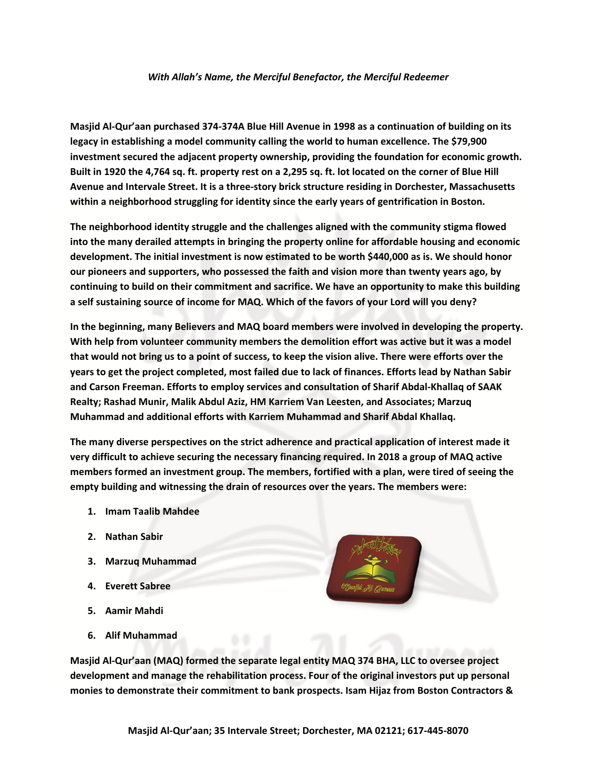*With Allah's Name, the Merciful Benefactor, the Merciful Redeemer*

**Masjid Al-Qur'aan purchased 374-374A Blue Hill Avenue in 1998 as a continuation of building on its legacy in establishing a model community calling the world to human excellence. The $79,900 investment secured the adjacent property ownership, providing the foundation for economic growth. Built in 1920 the 4,764 sq. ft. property rest on a 2,295 sq. ft. lot located on the corner of Blue Hill Avenue and Intervale Street. It is a three-story brick structure residing in Dorchester, Massachusetts within a neighborhood struggling for identity since the early years of gentrification in Boston.**

**The neighborhood identity struggle and the challenges aligned with the community stigma flowed into the many derailed attempts in bringing the property online for affordable housing and economic development. The initial investment is now estimated to be worth $440,000 as is. We should honor our pioneers and supporters, who possessed the faith and vision more than twenty years ago, by continuing to build on their commitment and sacrifice. We have an opportunity to make this building a self sustaining source of income for MAQ. Which of the favors of your Lord will you deny?**

**In the beginning, many Believers and MAQ board members were involved in developing the property. With help from volunteer community members the demolition effort was active but it was a model that would not bring us to a point of success, to keep the vision alive. There were efforts over the years to get the project completed, most failed due to lack of finances. Efforts lead by Nathan Sabir and Carson Freeman. Efforts to employ services and consultation of Sharif Abdal-Khallaq of SAAK Realty; Rashad Munir, Malik Abdul Aziz, HM Karriem Van Leesten, and Associates; Marzuq Muhammad and additional efforts with Karriem Muhammad and Sharif Abdal Khallaq.**

**The many diverse perspectives on the strict adherence and practical application of interest made it very difficult to achieve securing the necessary financing required. In 2018 a group of MAQ active members formed an investment group. The members, fortified with a plan, were tired of seeing the empty building and witnessing the drain of resources over the years. The members were:**

1. **Imam Taalib Mahdee**
2. **Nathan Sabir**
3. **Marzuq Muhammad**
4. **Everett Sabree**
5. **Aamir Mahdi**
6. **Alif Muhammad**

**Masjid Al-Qur'aan (MAQ) formed the separate legal entity MAQ 374 BHA, LLC to oversee project development and manage the rehabilitation process. Four of the original investors put up personal monies to demonstrate their commitment to bank prospects. Isam Hijaz from Boston Contractors &**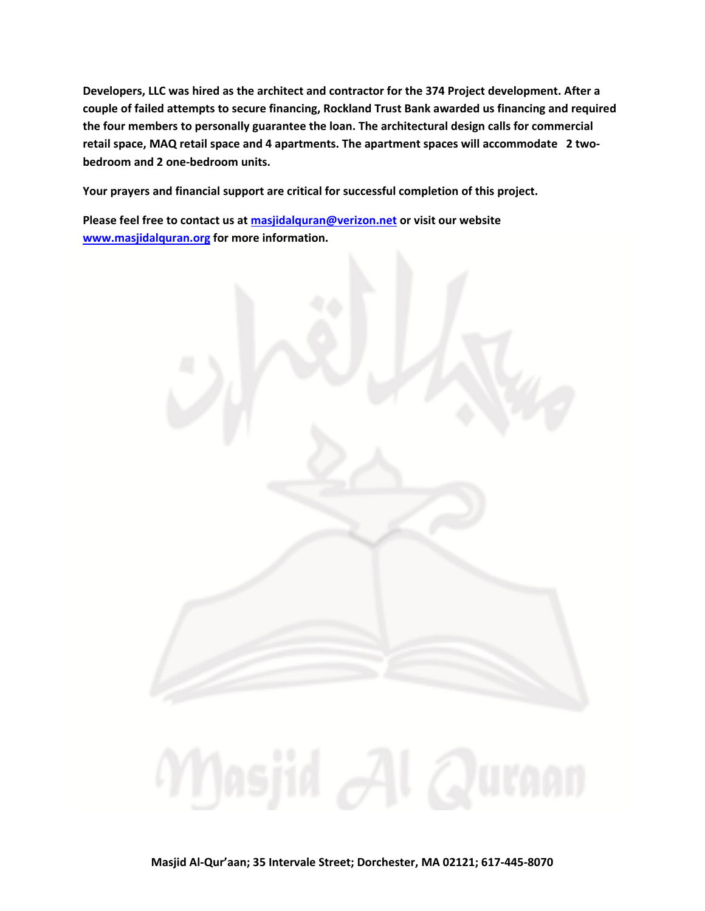**Developers, LLC was hired as the architect and contractor for the 374 Project development. After a couple of failed attempts to secure financing, Rockland Trust Bank awarded us financing and required the four members to personally guarantee the loan. The architectural design calls for commercial retail space, MAQ retail space and 4 apartments. The apartment spaces will accommodate 2 two-bedroom and 2 one-bedroom units.**

**Your prayers and financial support are critical for successful completion of this project.**

**Please feel free to contact us at [masjidalquran@verizon.net](mailto:masjidalquran@verizon.net) or visit our website [www.masjidalquran.org](http://www.masjidalquran.org) for more information.**

**Masjid Al-Qur'aan; 35 Intervale Street; Dorchester, MA 02121; 617-445-8070**